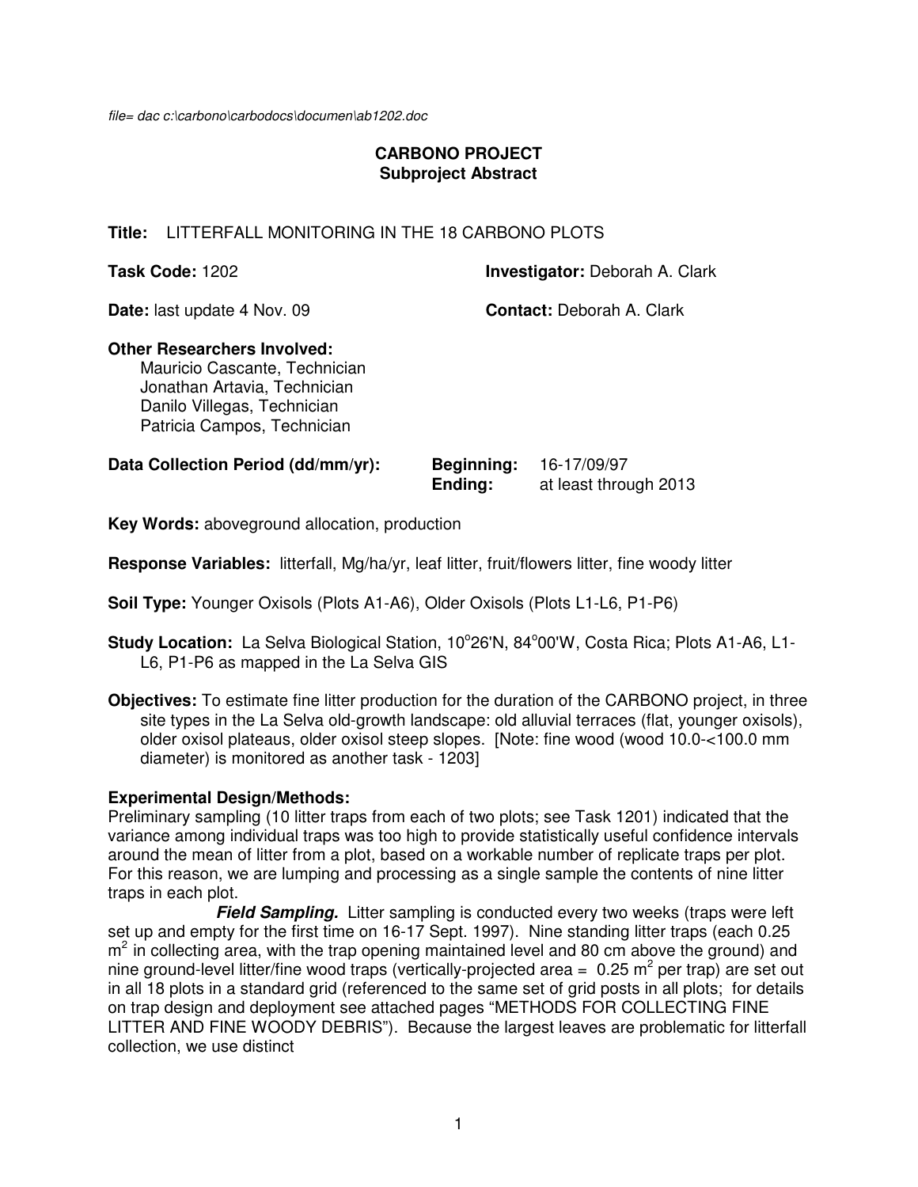file= dac c:\carbono\carbodocs\documen\ab1202.doc

**CARBONO PROJECT**
**Subproject Abstract**

**Title:** LITTERFALL MONITORING IN THE 18 CARBONO PLOTS

**Task Code:** 1202 **Investigator:** Deborah A. Clark

**Date:** last update 4 Nov. 09 **Contact:** Deborah A. Clark

**Other Researchers Involved:**
Mauricio Cascante, Technician
Jonathan Artavia, Technician
Danilo Villegas, Technician
Patricia Campos, Technician

**Data Collection Period (dd/mm/yr):** **Beginning:** 16-17/09/97
**Ending:** at least through 2013

**Key Words:** aboveground allocation, production

**Response Variables:** litterfall, Mg/ha/yr, leaf litter, fruit/flowers litter, fine woody litter

**Soil Type:** Younger Oxisols (Plots A1-A6), Older Oxisols (Plots L1-L6, P1-P6)

**Study Location:** La Selva Biological Station, 10°26'N, 84°00'W, Costa Rica; Plots A1-A6, L1-L6, P1-P6 as mapped in the La Selva GIS

**Objectives:** To estimate fine litter production for the duration of the CARBONO project, in three site types in the La Selva old-growth landscape: old alluvial terraces (flat, younger oxisols), older oxisol plateaus, older oxisol steep slopes. [Note: fine wood (wood 10.0-<100.0 mm diameter) is monitored as another task - 1203]

**Experimental Design/Methods:**
Preliminary sampling (10 litter traps from each of two plots; see Task 1201) indicated that the variance among individual traps was too high to provide statistically useful confidence intervals around the mean of litter from a plot, based on a workable number of replicate traps per plot. For this reason, we are lumping and processing as a single sample the contents of nine litter traps in each plot.

***Field Sampling.*** Litter sampling is conducted every two weeks (traps were left set up and empty for the first time on 16-17 Sept. 1997). Nine standing litter traps (each 0.25 $m^2$ in collecting area, with the trap opening maintained level and 80 cm above the ground) and nine ground-level litter/fine wood traps (vertically-projected area = 0.25 $m^2$ per trap) are set out in all 18 plots in a standard grid (referenced to the same set of grid posts in all plots; for details on trap design and deployment see attached pages "METHODS FOR COLLECTING FINE LITTER AND FINE WOODY DEBRIS"). Because the largest leaves are problematic for litterfall collection, we use distinct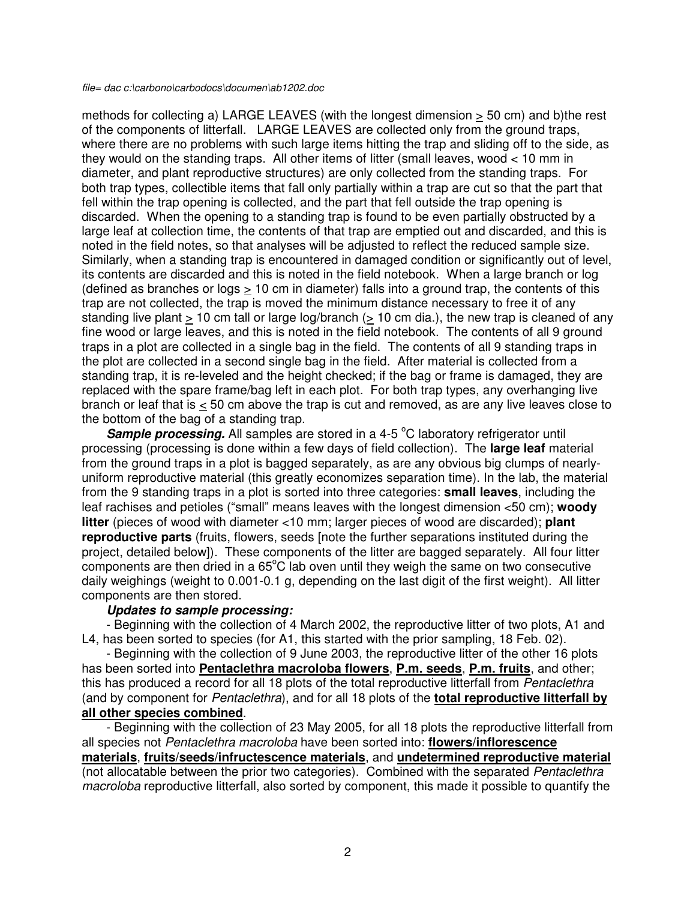methods for collecting a) LARGE LEAVES (with the longest dimension ≥ 50 cm) and b)the rest of the components of litterfall. LARGE LEAVES are collected only from the ground traps, where there are no problems with such large items hitting the trap and sliding off to the side, as they would on the standing traps. All other items of litter (small leaves, wood < 10 mm in diameter, and plant reproductive structures) are only collected from the standing traps. For both trap types, collectible items that fall only partially within a trap are cut so that the part that fell within the trap opening is collected, and the part that fell outside the trap opening is discarded. When the opening to a standing trap is found to be even partially obstructed by a large leaf at collection time, the contents of that trap are emptied out and discarded, and this is noted in the field notes, so that analyses will be adjusted to reflect the reduced sample size. Similarly, when a standing trap is encountered in damaged condition or significantly out of level, its contents are discarded and this is noted in the field notebook. When a large branch or log (defined as branches or logs ≥ 10 cm in diameter) falls into a ground trap, the contents of this trap are not collected, the trap is moved the minimum distance necessary to free it of any standing live plant ≥ 10 cm tall or large log/branch (≥ 10 cm dia.), the new trap is cleaned of any fine wood or large leaves, and this is noted in the field notebook. The contents of all 9 ground traps in a plot are collected in a single bag in the field. The contents of all 9 standing traps in the plot are collected in a second single bag in the field. After material is collected from a standing trap, it is re-leveled and the height checked; if the bag or frame is damaged, they are replaced with the spare frame/bag left in each plot. For both trap types, any overhanging live branch or leaf that is ≤ 50 cm above the trap is cut and removed, as are any live leaves close to the bottom of the bag of a standing trap.

***Sample processing.*** All samples are stored in a 4-5 °C laboratory refrigerator until processing (processing is done within a few days of field collection). The **large leaf** material from the ground traps in a plot is bagged separately, as are any obvious big clumps of nearly-uniform reproductive material (this greatly economizes separation time). In the lab, the material from the 9 standing traps in a plot is sorted into three categories: **small leaves**, including the leaf rachises and petioles ("small" means leaves with the longest dimension <50 cm); **woody litter** (pieces of wood with diameter <10 mm; larger pieces of wood are discarded); **plant reproductive parts** (fruits, flowers, seeds [note the further separations instituted during the project, detailed below]). These components of the litter are bagged separately. All four litter components are then dried in a 65°C lab oven until they weigh the same on two consecutive daily weighings (weight to 0.001-0.1 g, depending on the last digit of the first weight). All litter components are then stored.

***Updates to sample processing:***

- Beginning with the collection of 4 March 2002, the reproductive litter of two plots, A1 and L4, has been sorted to species (for A1, this started with the prior sampling, 18 Feb. 02).
- Beginning with the collection of 9 June 2003, the reproductive litter of the other 16 plots has been sorted into **Pentaclethra macroloba flowers**, **P.m. seeds**, **P.m. fruits**, and other; this has produced a record for all 18 plots of the total reproductive litterfall from *Pentaclethra* (and by component for *Pentaclethra*), and for all 18 plots of the **total reproductive litterfall by all other species combined**.
- Beginning with the collection of 23 May 2005, for all 18 plots the reproductive litterfall from all species not *Pentaclethra macroloba* have been sorted into: **flowers/inflorescence materials**, **fruits/seeds/infructescence materials**, and **undetermined reproductive material** (not allocatable between the prior two categories). Combined with the separated *Pentaclethra macroloba* reproductive litterfall, also sorted by component, this made it possible to quantify the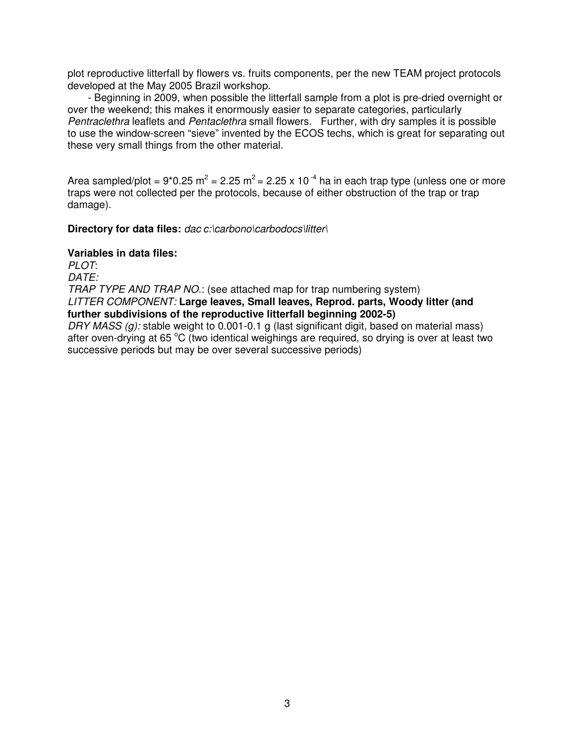plot reproductive litterfall by flowers vs. fruits components, per the new TEAM project protocols developed at the May 2005 Brazil workshop.

- Beginning in 2009, when possible the litterfall sample from a plot is pre-dried overnight or over the weekend; this makes it enormously easier to separate categories, particularly *Pentraclethra* leaflets and *Pentaclethra* small flowers. Further, with dry samples it is possible to use the window-screen "sieve" invented by the ECOS techs, which is great for separating out these very small things from the other material.

Area sampled/plot = $9*0.25\ m^2 = 2.25\ m^2 = 2.25 \times 10^{-4}$ ha in each trap type (unless one or more traps were not collected per the protocols, because of either obstruction of the trap or trap damage).

**Directory for data files:** *dac c:\carbono\carbodocs\litter\*

**Variables in data files:**

*PLOT*:

*DATE:*

*TRAP TYPE AND TRAP NO.*: (see attached map for trap numbering system)

*LITTER COMPONENT:* **Large leaves, Small leaves, Reprod. parts, Woody litter (and further subdivisions of the reproductive litterfall beginning 2002-5)**

*DRY MASS (g):* stable weight to 0.001-0.1 g (last significant digit, based on material mass) after oven-drying at 65 °C (two identical weighings are required, so drying is over at least two successive periods but may be over several successive periods)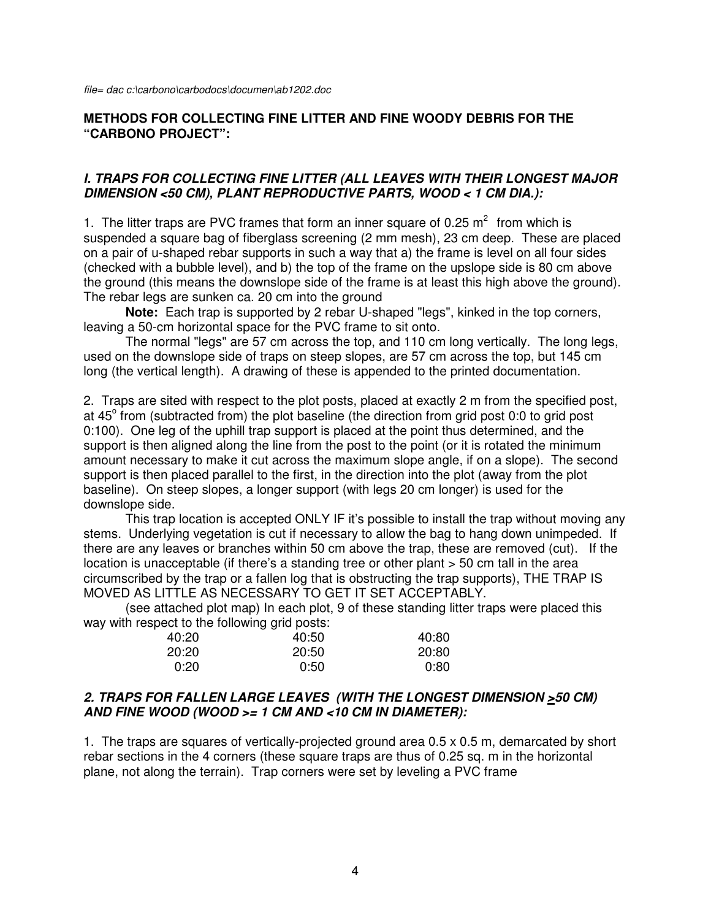file= dac c:\carbono\carbodocs\documen\ab1202.doc

## METHODS FOR COLLECTING FINE LITTER AND FINE WOODY DEBRIS FOR THE "CARBONO PROJECT":

### *I. TRAPS FOR COLLECTING FINE LITTER (ALL LEAVES WITH THEIR LONGEST MAJOR DIMENSION <50 CM), PLANT REPRODUCTIVE PARTS, WOOD < 1 CM DIA.):*

1. The litter traps are PVC frames that form an inner square of 0.25 $m^2$ from which is suspended a square bag of fiberglass screening (2 mm mesh), 23 cm deep. These are placed on a pair of u-shaped rebar supports in such a way that a) the frame is level on all four sides (checked with a bubble level), and b) the top of the frame on the upslope side is 80 cm above the ground (this means the downslope side of the frame is at least this high above the ground). The rebar legs are sunken ca. 20 cm into the ground

**Note:** Each trap is supported by 2 rebar U-shaped "legs", kinked in the top corners, leaving a 50-cm horizontal space for the PVC frame to sit onto.

The normal "legs" are 57 cm across the top, and 110 cm long vertically. The long legs, used on the downslope side of traps on steep slopes, are 57 cm across the top, but 145 cm long (the vertical length). A drawing of these is appended to the printed documentation.

2. Traps are sited with respect to the plot posts, placed at exactly 2 m from the specified post, at 45° from (subtracted from) the plot baseline (the direction from grid post 0:0 to grid post 0:100). One leg of the uphill trap support is placed at the point thus determined, and the support is then aligned along the line from the post to the point (or it is rotated the minimum amount necessary to make it cut across the maximum slope angle, if on a slope). The second support is then placed parallel to the first, in the direction into the plot (away from the plot baseline). On steep slopes, a longer support (with legs 20 cm longer) is used for the downslope side.

This trap location is accepted ONLY IF it's possible to install the trap without moving any stems. Underlying vegetation is cut if necessary to allow the bag to hang down unimpeded. If there are any leaves or branches within 50 cm above the trap, these are removed (cut). If the location is unacceptable (if there's a standing tree or other plant > 50 cm tall in the area circumscribed by the trap or a fallen log that is obstructing the trap supports), THE TRAP IS MOVED AS LITTLE AS NECESSARY TO GET IT SET ACCEPTABLY.

(see attached plot map) In each plot, 9 of these standing litter traps were placed this way with respect to the following grid posts:

| | | |
|---|---|---|
| 40:20 | 40:50 | 40:80 |
| 20:20 | 20:50 | 20:80 |
| 0:20 | 0:50 | 0:80 |

### *2. TRAPS FOR FALLEN LARGE LEAVES (WITH THE LONGEST DIMENSION ≥50 CM) AND FINE WOOD (WOOD >= 1 CM AND <10 CM IN DIAMETER):*

1. The traps are squares of vertically-projected ground area 0.5 x 0.5 m, demarcated by short rebar sections in the 4 corners (these square traps are thus of 0.25 sq. m in the horizontal plane, not along the terrain). Trap corners were set by leveling a PVC frame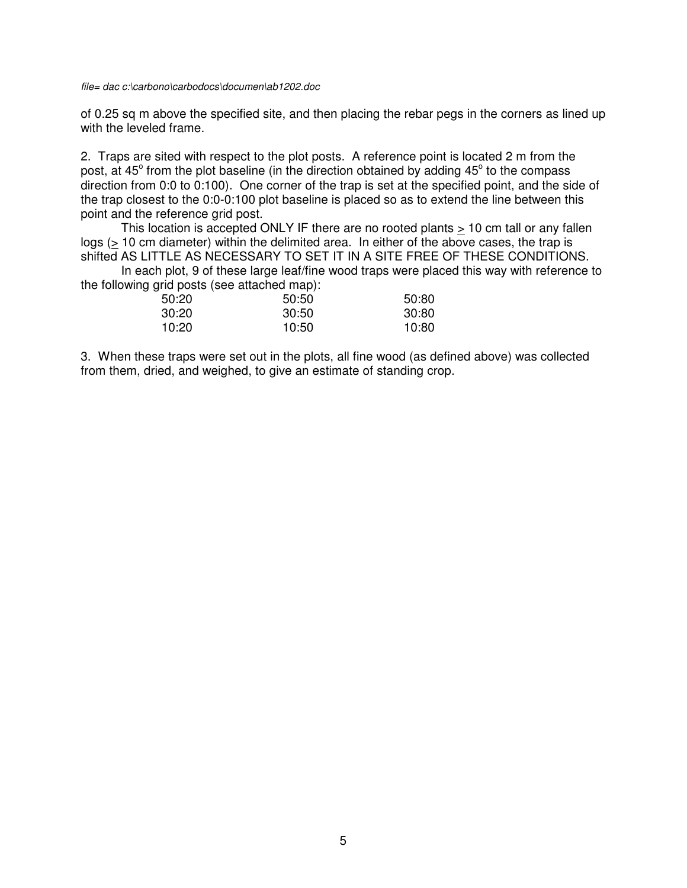of 0.25 sq m above the specified site, and then placing the rebar pegs in the corners as lined up with the leveled frame.

2. Traps are sited with respect to the plot posts. A reference point is located 2 m from the post, at 45° from the plot baseline (in the direction obtained by adding 45° to the compass direction from 0:0 to 0:100). One corner of the trap is set at the specified point, and the side of the trap closest to the 0:0-0:100 plot baseline is placed so as to extend the line between this point and the reference grid post.

This location is accepted ONLY IF there are no rooted plants ≥ 10 cm tall or any fallen logs (≥ 10 cm diameter) within the delimited area. In either of the above cases, the trap is shifted AS LITTLE AS NECESSARY TO SET IT IN A SITE FREE OF THESE CONDITIONS.

In each plot, 9 of these large leaf/fine wood traps were placed this way with reference to the following grid posts (see attached map):

| | | |
|---|---|---|
| 50:20 | 50:50 | 50:80 |
| 30:20 | 30:50 | 30:80 |
| 10:20 | 10:50 | 10:80 |

3. When these traps were set out in the plots, all fine wood (as defined above) was collected from them, dried, and weighed, to give an estimate of standing crop.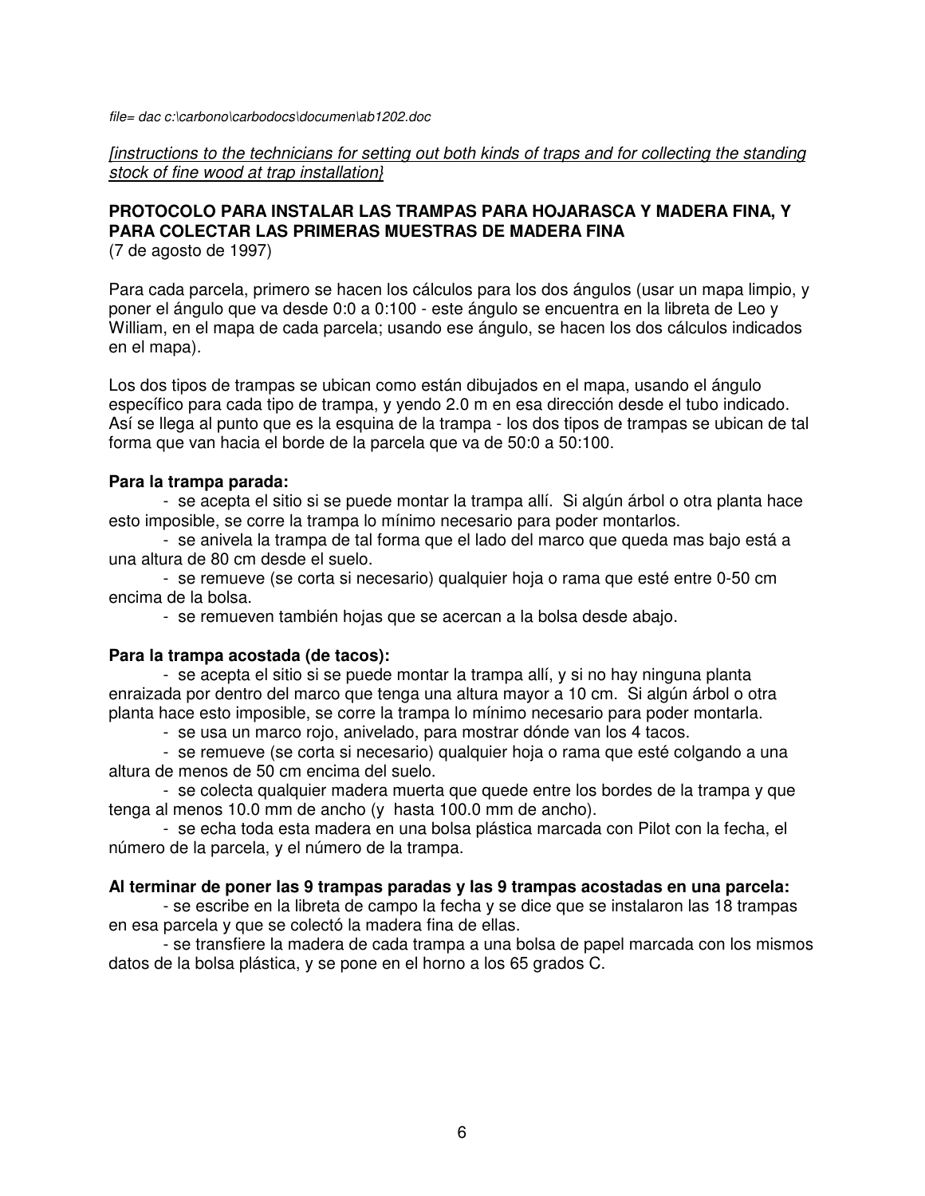*file= dac c:\carbono\carbodocs\documen\ab1202.doc*

*[instructions to the technicians for setting out both kinds of traps and for collecting the standing stock of fine wood at trap installation}*

**PROTOCOLO PARA INSTALAR LAS TRAMPAS PARA HOJARASCA Y MADERA FINA, Y PARA COLECTAR LAS PRIMERAS MUESTRAS DE MADERA FINA**
(7 de agosto de 1997)

Para cada parcela, primero se hacen los cálculos para los dos ángulos (usar un mapa limpio, y poner el ángulo que va desde 0:0 a 0:100 - este ángulo se encuentra en la libreta de Leo y William, en el mapa de cada parcela; usando ese ángulo, se hacen los dos cálculos indicados en el mapa).

Los dos tipos de trampas se ubican como están dibujados en el mapa, usando el ángulo específico para cada tipo de trampa, y yendo 2.0 m en esa dirección desde el tubo indicado. Así se llega al punto que es la esquina de la trampa - los dos tipos de trampas se ubican de tal forma que van hacia el borde de la parcela que va de 50:0 a 50:100.

**Para la trampa parada:**

- se acepta el sitio si se puede montar la trampa allí. Si algún árbol o otra planta hace esto imposible, se corre la trampa lo mínimo necesario para poder montarlos.
- se anivela la trampa de tal forma que el lado del marco que queda mas bajo está a una altura de 80 cm desde el suelo.
- se remueve (se corta si necesario) qualquier hoja o rama que esté entre 0-50 cm encima de la bolsa.
- se remueven también hojas que se acercan a la bolsa desde abajo.

**Para la trampa acostada (de tacos):**

- se acepta el sitio si se puede montar la trampa allí, y si no hay ninguna planta enraizada por dentro del marco que tenga una altura mayor a 10 cm. Si algún árbol o otra planta hace esto imposible, se corre la trampa lo mínimo necesario para poder montarla.
- se usa un marco rojo, anivelado, para mostrar dónde van los 4 tacos.
- se remueve (se corta si necesario) qualquier hoja o rama que esté colgando a una altura de menos de 50 cm encima del suelo.
- se colecta qualquier madera muerta que quede entre los bordes de la trampa y que tenga al menos 10.0 mm de ancho (y hasta 100.0 mm de ancho).
- se echa toda esta madera en una bolsa plástica marcada con Pilot con la fecha, el número de la parcela, y el número de la trampa.

**Al terminar de poner las 9 trampas paradas y las 9 trampas acostadas en una parcela:**

- se escribe en la libreta de campo la fecha y se dice que se instalaron las 18 trampas en esa parcela y que se colectó la madera fina de ellas.
- se transfiere la madera de cada trampa a una bolsa de papel marcada con los mismos datos de la bolsa plástica, y se pone en el horno a los 65 grados C.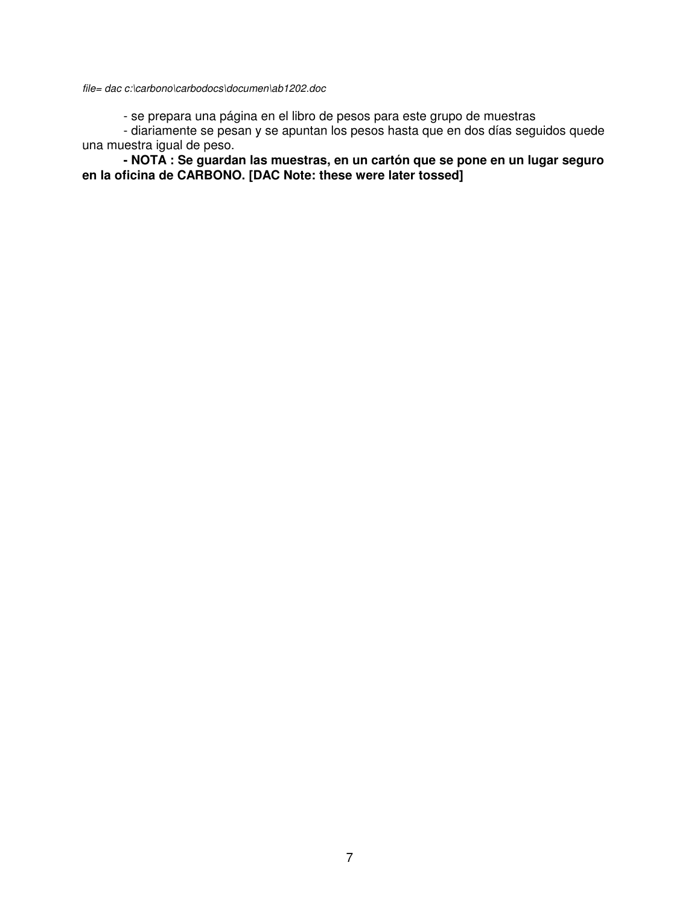*file= dac c:\carbono\carbodocs\documen\ab1202.doc*

- se prepara una página en el libro de pesos para este grupo de muestras
- diariamente se pesan y se apuntan los pesos hasta que en dos días seguidos quede una muestra igual de peso.
- **NOTA : Se guardan las muestras, en un cartón que se pone en un lugar seguro en la oficina de CARBONO. [DAC Note: these were later tossed]**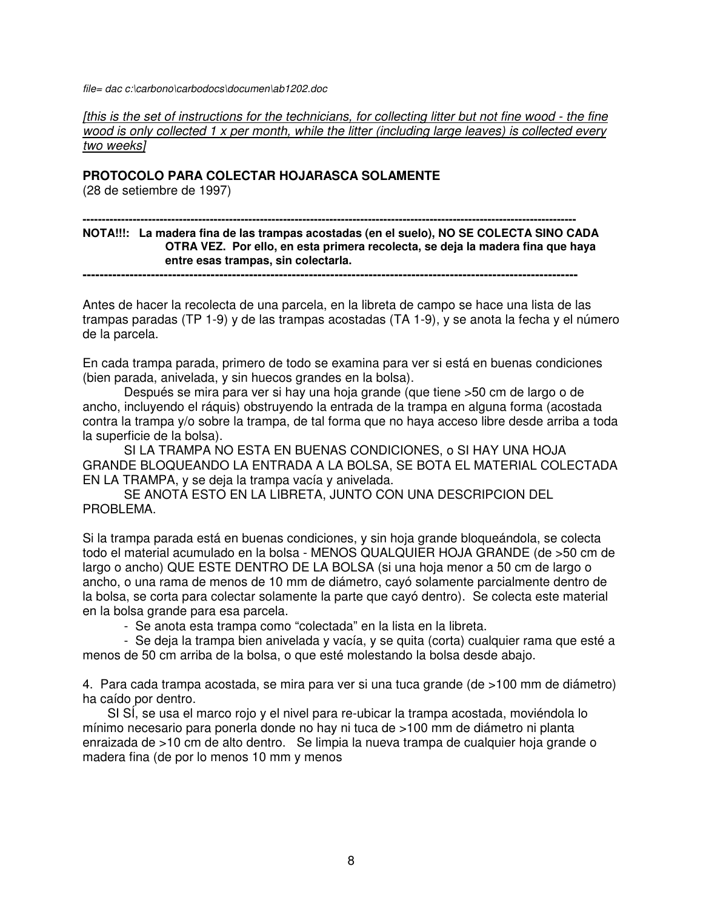*file= dac c:\carbono\carbodocs\documen\ab1202.doc*

*[this is the set of instructions for the technicians, for collecting litter but not fine wood - the fine wood is only collected 1 x per month, while the litter (including large leaves) is collected every two weeks]*

**PROTOCOLO PARA COLECTAR HOJARASCA SOLAMENTE**
(28 de setiembre de 1997)

**-------------------------------------------------------------------------------------------------------------------------------**

**NOTA!!!: La madera fina de las trampas acostadas (en el suelo), NO SE COLECTA SINO CADA OTRA VEZ. Por ello, en esta primera recolecta, se deja la madera fina que haya entre esas trampas, sin colectarla.**

**-------------------------------------------------------------------------------------------------------------------------------**

Antes de hacer la recolecta de una parcela, en la libreta de campo se hace una lista de las trampas paradas (TP 1-9) y de las trampas acostadas (TA 1-9), y se anota la fecha y el número de la parcela.

En cada trampa parada, primero de todo se examina para ver si está en buenas condiciones (bien parada, anivelada, y sin huecos grandes en la bolsa).

Después se mira para ver si hay una hoja grande (que tiene >50 cm de largo o de ancho, incluyendo el ráquis) obstruyendo la entrada de la trampa en alguna forma (acostada contra la trampa y/o sobre la trampa, de tal forma que no haya acceso libre desde arriba a toda la superficie de la bolsa).

SI LA TRAMPA NO ESTA EN BUENAS CONDICIONES, o SI HAY UNA HOJA GRANDE BLOQUEANDO LA ENTRADA A LA BOLSA, SE BOTA EL MATERIAL COLECTADA EN LA TRAMPA, y se deja la trampa vacía y anivelada.

SE ANOTA ESTO EN LA LIBRETA, JUNTO CON UNA DESCRIPCION DEL PROBLEMA.

Si la trampa parada está en buenas condiciones, y sin hoja grande bloqueándola, se colecta todo el material acumulado en la bolsa - MENOS QUALQUIER HOJA GRANDE (de >50 cm de largo o ancho) QUE ESTE DENTRO DE LA BOLSA (si una hoja menor a 50 cm de largo o ancho, o una rama de menos de 10 mm de diámetro, cayó solamente parcialmente dentro de la bolsa, se corta para colectar solamente la parte que cayó dentro). Se colecta este material en la bolsa grande para esa parcela.

- Se anota esta trampa como "colectada" en la lista en la libreta.
- Se deja la trampa bien anivelada y vacía, y se quita (corta) cualquier rama que esté a menos de 50 cm arriba de la bolsa, o que esté molestando la bolsa desde abajo.

4. Para cada trampa acostada, se mira para ver si una tuca grande (de >100 mm de diámetro) ha caído por dentro.

SI SÍ, se usa el marco rojo y el nivel para re-ubicar la trampa acostada, moviéndola lo mínimo necesario para ponerla donde no hay ni tuca de >100 mm de diámetro ni planta enraizada de >10 cm de alto dentro. Se limpia la nueva trampa de cualquier hoja grande o madera fina (de por lo menos 10 mm y menos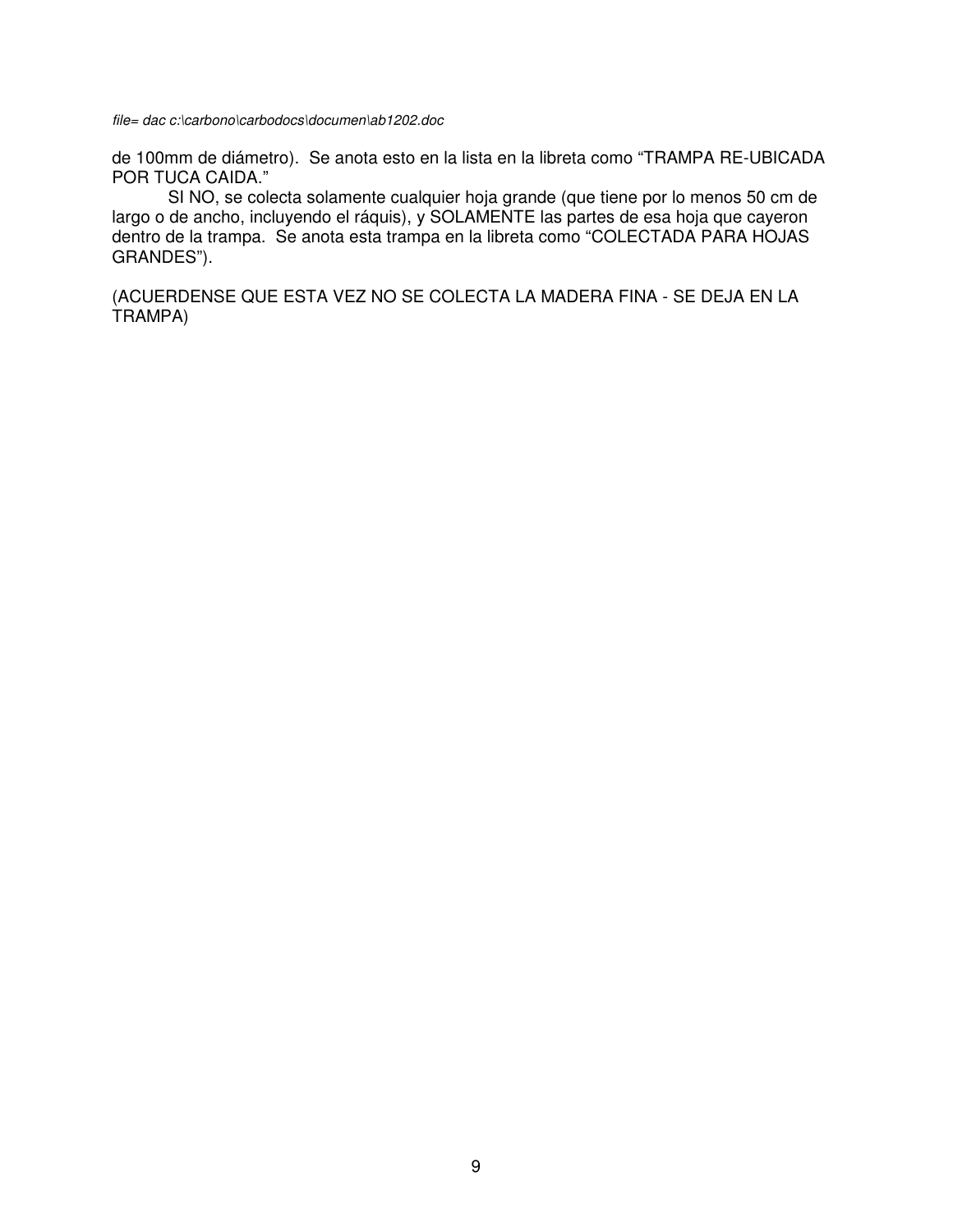de 100mm de diámetro). Se anota esto en la lista en la libreta como "TRAMPA RE-UBICADA POR TUCA CAIDA."

SI NO, se colecta solamente cualquier hoja grande (que tiene por lo menos 50 cm de largo o de ancho, incluyendo el ráquis), y SOLAMENTE las partes de esa hoja que cayeron dentro de la trampa. Se anota esta trampa en la libreta como "COLECTADA PARA HOJAS GRANDES").

(ACUERDENSE QUE ESTA VEZ NO SE COLECTA LA MADERA FINA - SE DEJA EN LA TRAMPA)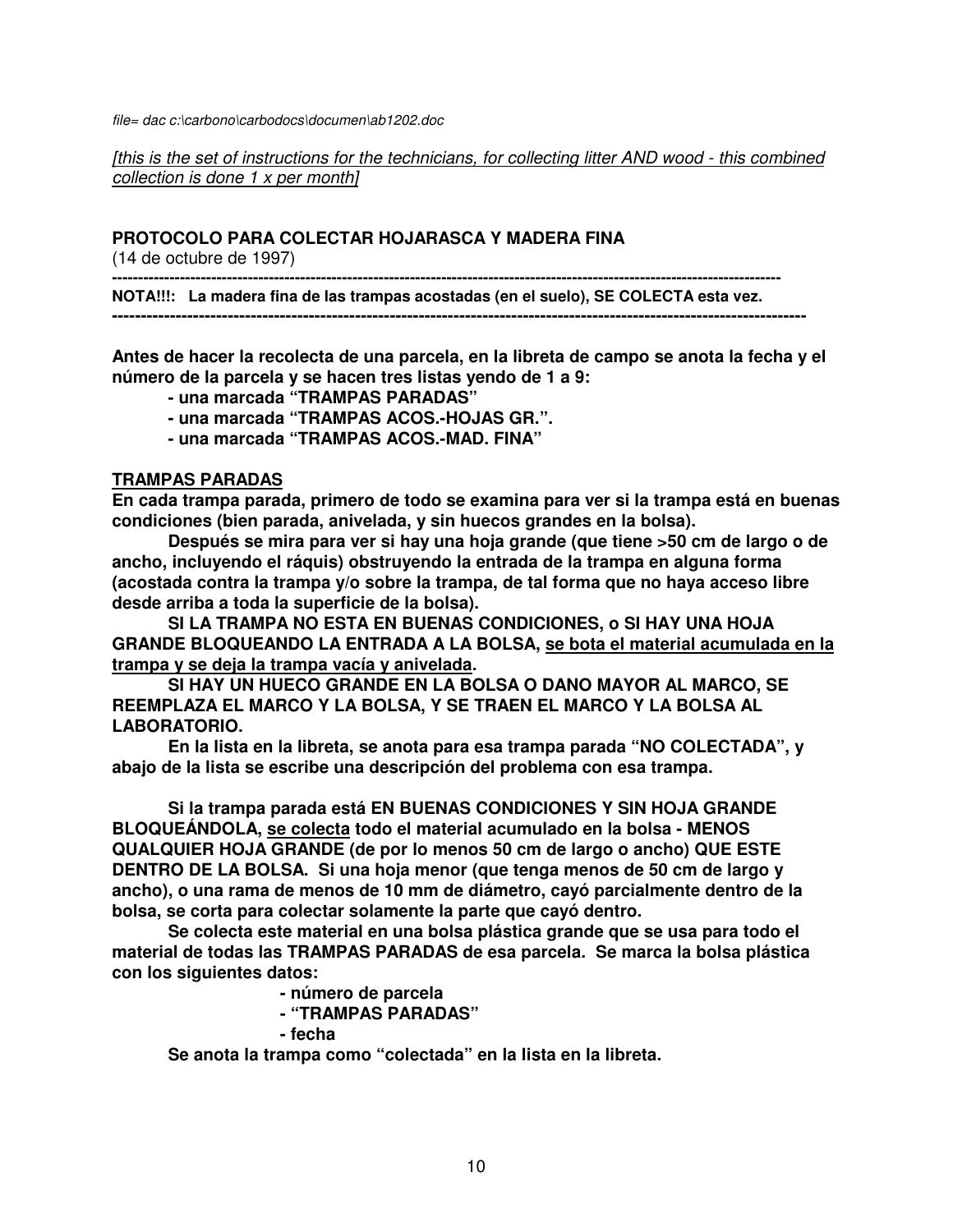*file= dac c:\carbono\carbodocs\documen\ab1202.doc*

*[this is the set of instructions for the technicians, for collecting litter AND wood - this combined collection is done 1 x per month]*

**PROTOCOLO PARA COLECTAR HOJARASCA Y MADERA FINA**
(14 de octubre de 1997)

---

**NOTA!!!: La madera fina de las trampas acostadas (en el suelo), SE COLECTA esta vez.**

---

**Antes de hacer la recolecta de una parcela, en la libreta de campo se anota la fecha y el número de la parcela y se hacen tres listas yendo de 1 a 9:**

- **una marcada "TRAMPAS PARADAS"**
- **una marcada "TRAMPAS ACOS.-HOJAS GR.".**
- **una marcada "TRAMPAS ACOS.-MAD. FINA"**

**TRAMPAS PARADAS**

**En cada trampa parada, primero de todo se examina para ver si la trampa está en buenas condiciones (bien parada, anivelada, y sin huecos grandes en la bolsa).**

**Después se mira para ver si hay una hoja grande (que tiene >50 cm de largo o de ancho, incluyendo el ráquis) obstruyendo la entrada de la trampa en alguna forma (acostada contra la trampa y/o sobre la trampa, de tal forma que no haya acceso libre desde arriba a toda la superficie de la bolsa).**

**SI LA TRAMPA NO ESTA EN BUENAS CONDICIONES, o SI HAY UNA HOJA GRANDE BLOQUEANDO LA ENTRADA A LA BOLSA, se bota el material acumulada en la trampa y se deja la trampa vacía y anivelada.**

**SI HAY UN HUECO GRANDE EN LA BOLSA O DANO MAYOR AL MARCO, SE REEMPLAZA EL MARCO Y LA BOLSA, Y SE TRAEN EL MARCO Y LA BOLSA AL LABORATORIO.**

**En la lista en la libreta, se anota para esa trampa parada "NO COLECTADA", y abajo de la lista se escribe una descripción del problema con esa trampa.**

**Si la trampa parada está EN BUENAS CONDICIONES Y SIN HOJA GRANDE BLOQUEÁNDOLA, se colecta todo el material acumulado en la bolsa - MENOS QUALQUIER HOJA GRANDE (de por lo menos 50 cm de largo o ancho) QUE ESTE DENTRO DE LA BOLSA. Si una hoja menor (que tenga menos de 50 cm de largo y ancho), o una rama de menos de 10 mm de diámetro, cayó parcialmente dentro de la bolsa, se corta para colectar solamente la parte que cayó dentro.**

**Se colecta este material en una bolsa plástica grande que se usa para todo el material de todas las TRAMPAS PARADAS de esa parcela. Se marca la bolsa plástica con los siguientes datos:**

- **número de parcela**
- **"TRAMPAS PARADAS"**
- **fecha**

**Se anota la trampa como "colectada" en la lista en la libreta.**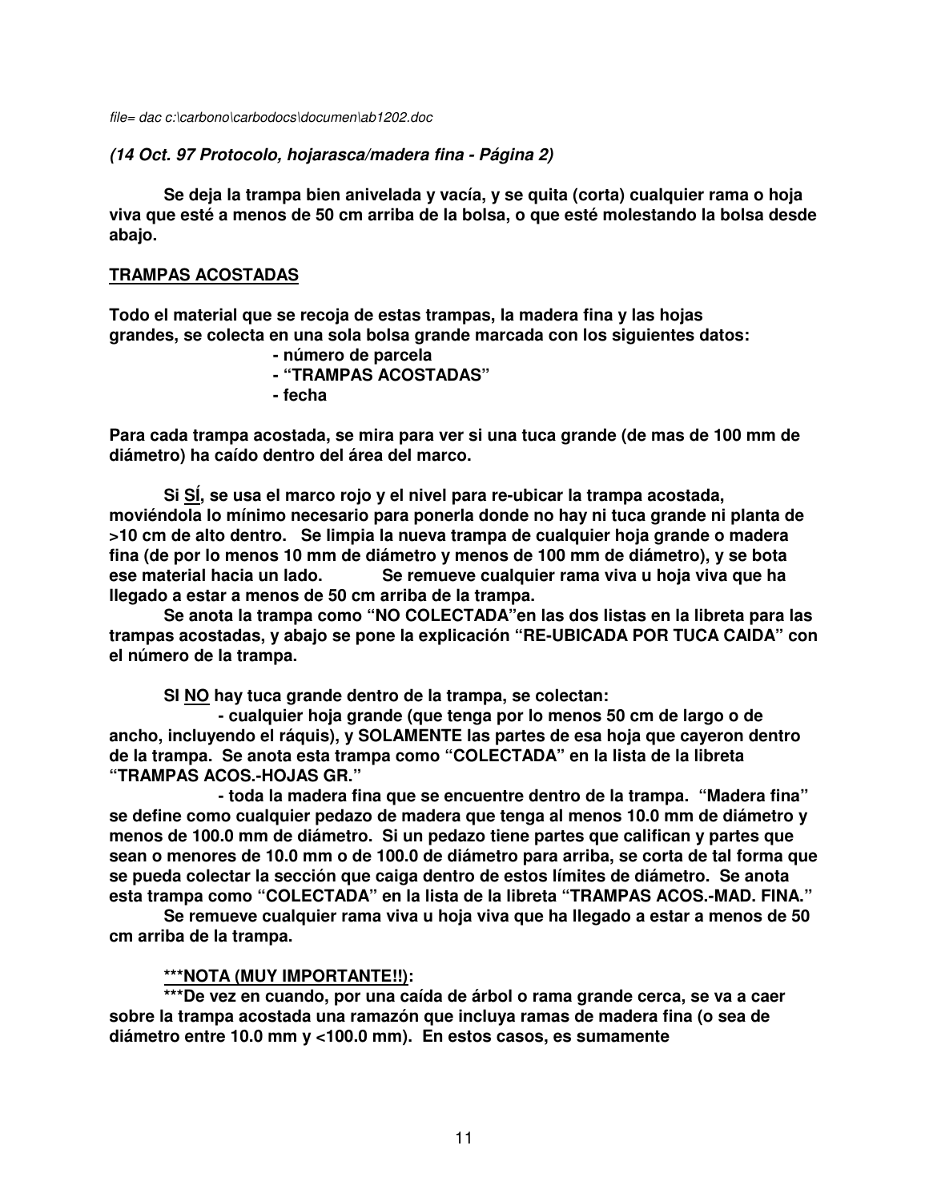*file= dac c:\carbono\carbodocs\documen\ab1202.doc*

***(14 Oct. 97 Protocolo, hojarasca/madera fina - Página 2)***

**Se deja la trampa bien anivelada y vacía, y se quita (corta) cualquier rama o hoja viva que esté a menos de 50 cm arriba de la bolsa, o que esté molestando la bolsa desde abajo.**

**<u>TRAMPAS ACOSTADAS</u>**

**Todo el material que se recoja de estas trampas, la madera fina y las hojas grandes, se colecta en una sola bolsa grande marcada con los siguientes datos:**

- **número de parcela**
- **"TRAMPAS ACOSTADAS"**
- **fecha**

**Para cada trampa acostada, se mira para ver si una tuca grande (de mas de 100 mm de diámetro) ha caído dentro del área del marco.**

**Si <u>SÍ</u>, se usa el marco rojo y el nivel para re-ubicar la trampa acostada, moviéndola lo mínimo necesario para ponerla donde no hay ni tuca grande ni planta de >10 cm de alto dentro. Se limpia la nueva trampa de cualquier hoja grande o madera fina (de por lo menos 10 mm de diámetro y menos de 100 mm de diámetro), y se bota ese material hacia un lado. Se remueve cualquier rama viva u hoja viva que ha llegado a estar a menos de 50 cm arriba de la trampa.**

**Se anota la trampa como "NO COLECTADA"en las dos listas en la libreta para las trampas acostadas, y abajo se pone la explicación "RE-UBICADA POR TUCA CAIDA" con el número de la trampa.**

**SI <u>NO</u> hay tuca grande dentro de la trampa, se colectan:**

**- cualquier hoja grande (que tenga por lo menos 50 cm de largo o de ancho, incluyendo el ráquis), y SOLAMENTE las partes de esa hoja que cayeron dentro de la trampa. Se anota esta trampa como "COLECTADA" en la lista de la libreta "TRAMPAS ACOS.-HOJAS GR."**

**- toda la madera fina que se encuentre dentro de la trampa. "Madera fina" se define como cualquier pedazo de madera que tenga al menos 10.0 mm de diámetro y menos de 100.0 mm de diámetro. Si un pedazo tiene partes que califican y partes que sean o menores de 10.0 mm o de 100.0 de diámetro para arriba, se corta de tal forma que se pueda colectar la sección que caiga dentro de estos límites de diámetro. Se anota esta trampa como "COLECTADA" en la lista de la libreta "TRAMPAS ACOS.-MAD. FINA."**

**Se remueve cualquier rama viva u hoja viva que ha llegado a estar a menos de 50 cm arriba de la trampa.**

**<u>\*\*\*NOTA (MUY IMPORTANTE!!)</u>:**

**\*\*\*De vez en cuando, por una caída de árbol o rama grande cerca, se va a caer sobre la trampa acostada una ramazón que incluya ramas de madera fina (o sea de diámetro entre 10.0 mm y <100.0 mm). En estos casos, es sumamente**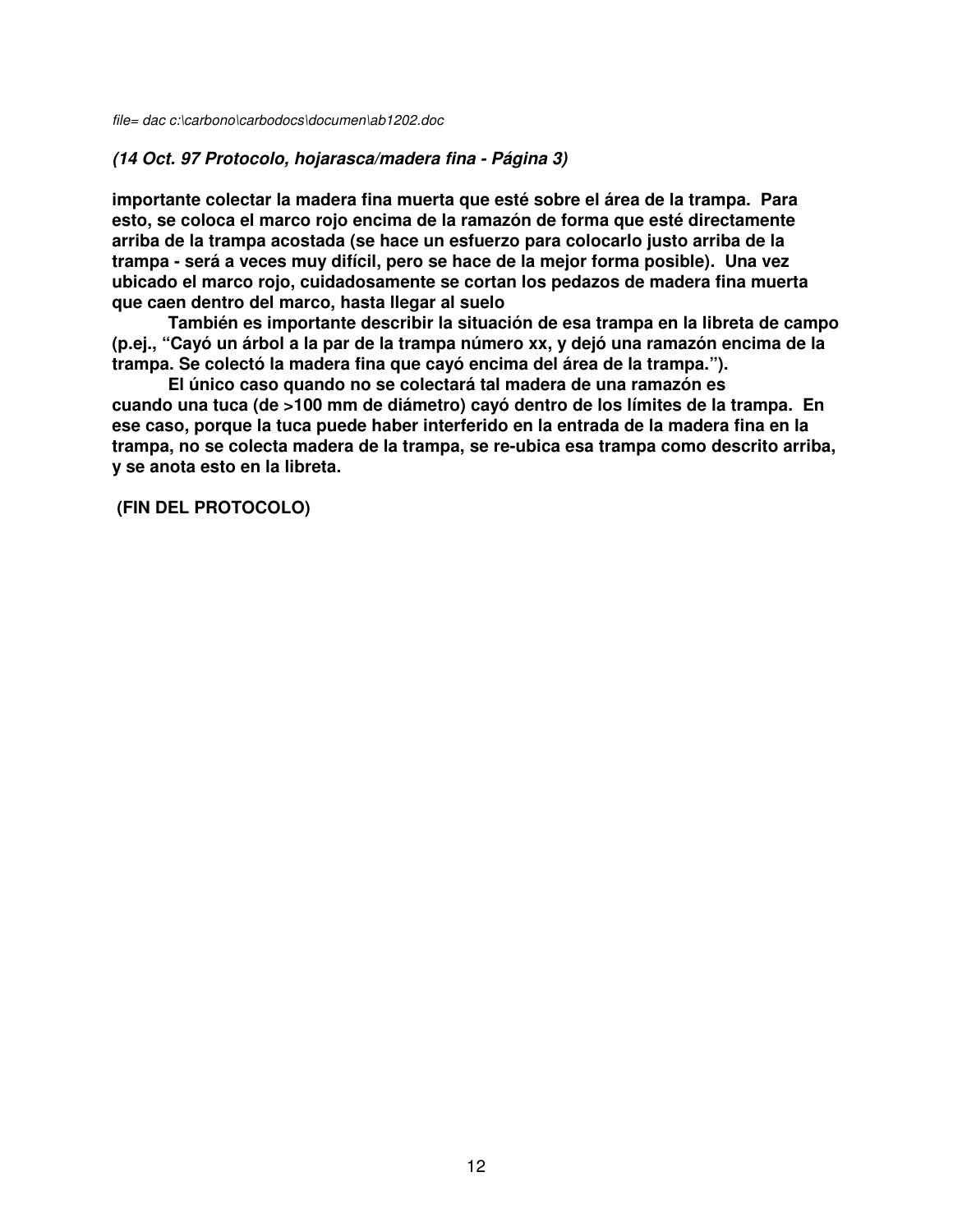*file= dac c:\carbono\carbodocs\documen\ab1202.doc*

***(14 Oct. 97 Protocolo, hojarasca/madera fina - Página 3)***

**importante colectar la madera fina muerta que esté sobre el área de la trampa. Para esto, se coloca el marco rojo encima de la ramazón de forma que esté directamente arriba de la trampa acostada (se hace un esfuerzo para colocarlo justo arriba de la trampa - será a veces muy difícil, pero se hace de la mejor forma posible). Una vez ubicado el marco rojo, cuidadosamente se cortan los pedazos de madera fina muerta que caen dentro del marco, hasta llegar al suelo**

**También es importante describir la situación de esa trampa en la libreta de campo (p.ej., "Cayó un árbol a la par de la trampa número xx, y dejó una ramazón encima de la trampa. Se colectó la madera fina que cayó encima del área de la trampa.").**

**El único caso quando no se colectará tal madera de una ramazón es cuando una tuca (de >100 mm de diámetro) cayó dentro de los límites de la trampa. En ese caso, porque la tuca puede haber interferido en la entrada de la madera fina en la trampa, no se colecta madera de la trampa, se re-ubica esa trampa como descrito arriba, y se anota esto en la libreta.**

**(FIN DEL PROTOCOLO)**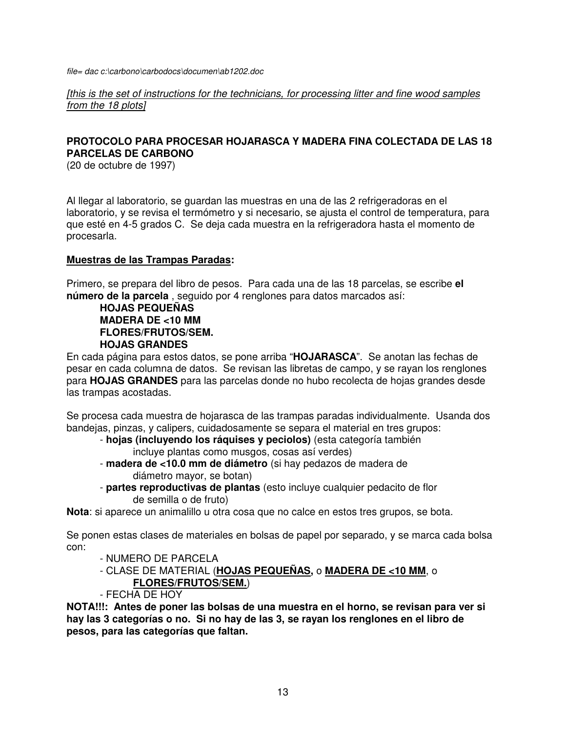*file= dac c:\carbono\carbodocs\documen\ab1202.doc*

*[this is the set of instructions for the technicians, for processing litter and fine wood samples from the 18 plots]*

**PROTOCOLO PARA PROCESAR HOJARASCA Y MADERA FINA COLECTADA DE LAS 18 PARCELAS DE CARBONO**
(20 de octubre de 1997)

Al llegar al laboratorio, se guardan las muestras en una de las 2 refrigeradoras en el laboratorio, y se revisa el termómetro y si necesario, se ajusta el control de temperatura, para que esté en 4-5 grados C. Se deja cada muestra en la refrigeradora hasta el momento de procesarla.

**Muestras de las Trampas Paradas:**

Primero, se prepara del libro de pesos. Para cada una de las 18 parcelas, se escribe **el número de la parcela** , seguido por 4 renglones para datos marcados así:

**HOJAS PEQUEÑAS**
**MADERA DE <10 MM**
**FLORES/FRUTOS/SEM.**
**HOJAS GRANDES**

En cada página para estos datos, se pone arriba "**HOJARASCA**". Se anotan las fechas de pesar en cada columna de datos. Se revisan las libretas de campo, y se rayan los renglones para **HOJAS GRANDES** para las parcelas donde no hubo recolecta de hojas grandes desde las trampas acostadas.

Se procesa cada muestra de hojarasca de las trampas paradas individualmente. Usanda dos bandejas, pinzas, y calipers, cuidadosamente se separa el material en tres grupos:

- **hojas (incluyendo los ráquises y peciolos)** (esta categoría también incluye plantas como musgos, cosas así verdes)
- **madera de <10.0 mm de diámetro** (si hay pedazos de madera de diámetro mayor, se botan)
- **partes reproductivas de plantas** (esto incluye cualquier pedacito de flor de semilla o de fruto)

**Nota**: si aparece un animalillo u otra cosa que no calce en estos tres grupos, se bota.

Se ponen estas clases de materiales en bolsas de papel por separado, y se marca cada bolsa con:

- NUMERO DE PARCELA
- CLASE DE MATERIAL (**HOJAS PEQUEÑAS,** o **MADERA DE <10 MM**, o **FLORES/FRUTOS/SEM.**)
- FECHA DE HOY

**NOTA!!!: Antes de poner las bolsas de una muestra en el horno, se revisan para ver si hay las 3 categorías o no. Si no hay de las 3, se rayan los renglones en el libro de pesos, para las categorías que faltan.**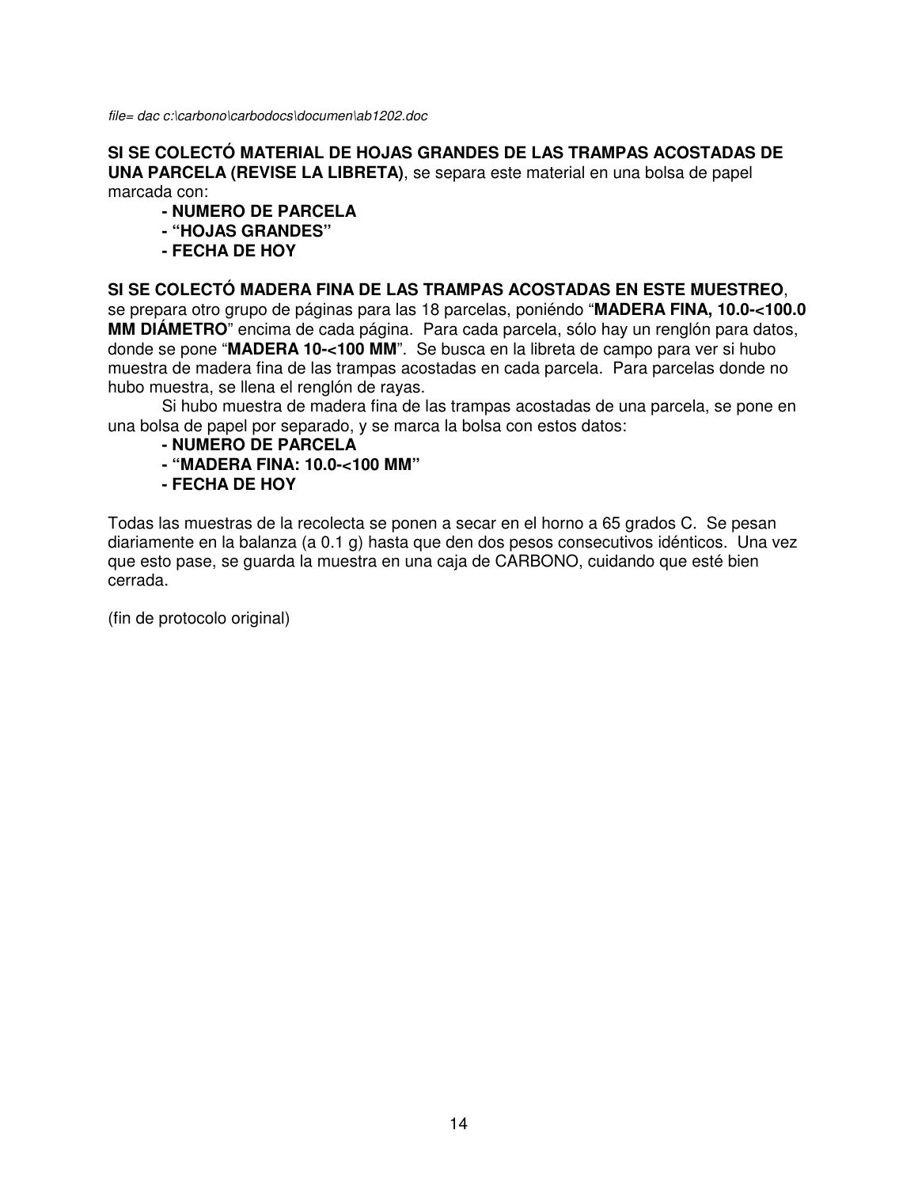*file= dac c:\carbono\carbodocs\documen\ab1202.doc*

**SI SE COLECTÓ MATERIAL DE HOJAS GRANDES DE LAS TRAMPAS ACOSTADAS DE UNA PARCELA (REVISE LA LIBRETA)**, se separa este material en una bolsa de papel marcada con:

- **NUMERO DE PARCELA**
- **"HOJAS GRANDES"**
- **FECHA DE HOY**

**SI SE COLECTÓ MADERA FINA DE LAS TRAMPAS ACOSTADAS EN ESTE MUESTREO**, se prepara otro grupo de páginas para las 18 parcelas, poniéndo "**MADERA FINA, 10.0-<100.0 MM DIÁMETRO**" encima de cada página. Para cada parcela, sólo hay un renglón para datos, donde se pone "**MADERA 10-<100 MM**". Se busca en la libreta de campo para ver si hubo muestra de madera fina de las trampas acostadas en cada parcela. Para parcelas donde no hubo muestra, se llena el renglón de rayas.

Si hubo muestra de madera fina de las trampas acostadas de una parcela, se pone en una bolsa de papel por separado, y se marca la bolsa con estos datos:

- **NUMERO DE PARCELA**
- **"MADERA FINA: 10.0-<100 MM"**
- **FECHA DE HOY**

Todas las muestras de la recolecta se ponen a secar en el horno a 65 grados C. Se pesan diariamente en la balanza (a 0.1 g) hasta que den dos pesos consecutivos idénticos. Una vez que esto pase, se guarda la muestra en una caja de CARBONO, cuidando que esté bien cerrada.

(fin de protocolo original)